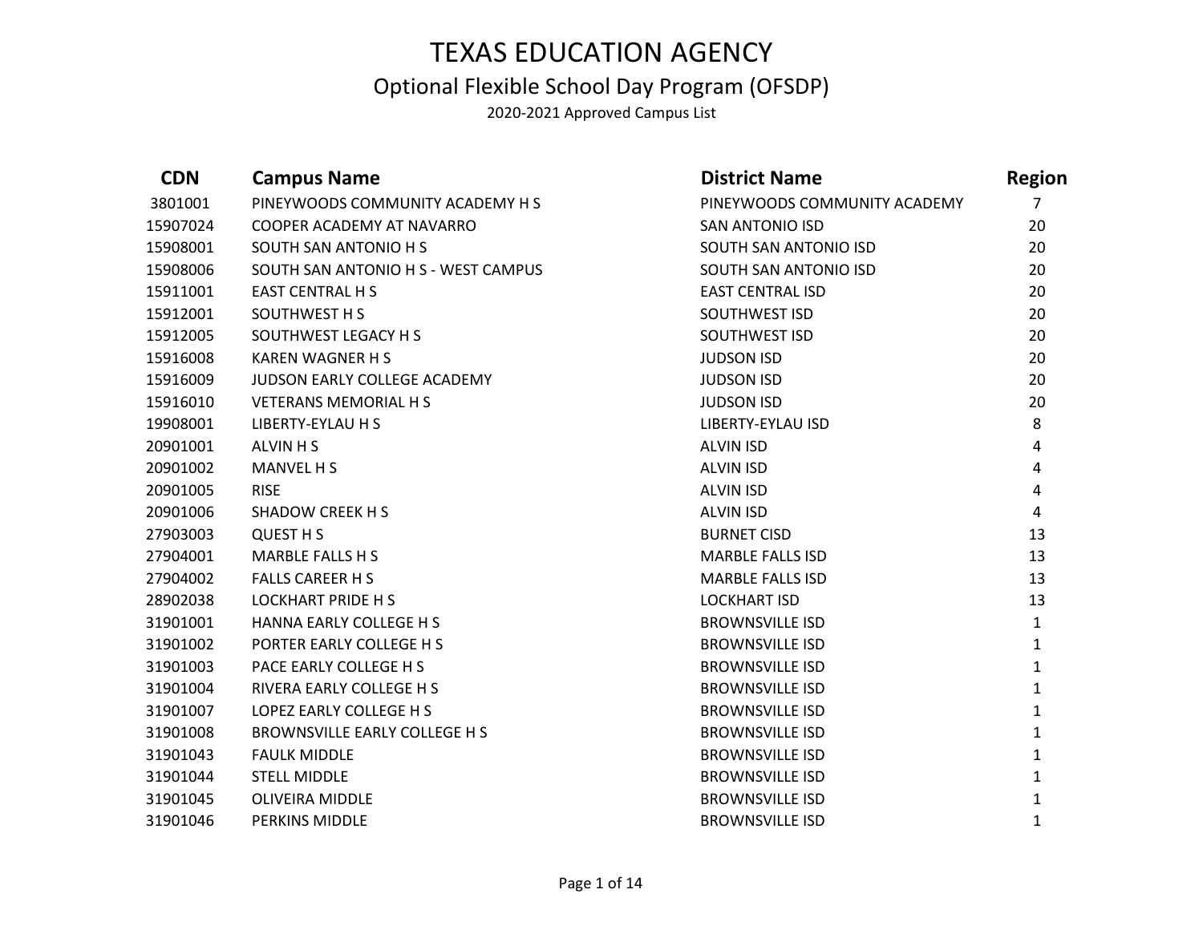# TEXAS EDUCATION AGENCY

## Optional Flexible School Day Program (OFSDP)

2020-2021 Approved Campus List

| CDN | Campus Name | District Name | Region |
|---|---|---|---|
| 3801001 | PINEYWOODS COMMUNITY ACADEMY H S | PINEYWOODS COMMUNITY ACADEMY | 7 |
| 15907024 | COOPER ACADEMY AT NAVARRO | SAN ANTONIO ISD | 20 |
| 15908001 | SOUTH SAN ANTONIO H S | SOUTH SAN ANTONIO ISD | 20 |
| 15908006 | SOUTH SAN ANTONIO H S - WEST CAMPUS | SOUTH SAN ANTONIO ISD | 20 |
| 15911001 | EAST CENTRAL H S | EAST CENTRAL ISD | 20 |
| 15912001 | SOUTHWEST H S | SOUTHWEST ISD | 20 |
| 15912005 | SOUTHWEST LEGACY H S | SOUTHWEST ISD | 20 |
| 15916008 | KAREN WAGNER H S | JUDSON ISD | 20 |
| 15916009 | JUDSON EARLY COLLEGE ACADEMY | JUDSON ISD | 20 |
| 15916010 | VETERANS MEMORIAL H S | JUDSON ISD | 20 |
| 19908001 | LIBERTY-EYLAU H S | LIBERTY-EYLAU ISD | 8 |
| 20901001 | ALVIN H S | ALVIN ISD | 4 |
| 20901002 | MANVEL H S | ALVIN ISD | 4 |
| 20901005 | RISE | ALVIN ISD | 4 |
| 20901006 | SHADOW CREEK H S | ALVIN ISD | 4 |
| 27903003 | QUEST H S | BURNET CISD | 13 |
| 27904001 | MARBLE FALLS H S | MARBLE FALLS ISD | 13 |
| 27904002 | FALLS CAREER H S | MARBLE FALLS ISD | 13 |
| 28902038 | LOCKHART PRIDE H S | LOCKHART ISD | 13 |
| 31901001 | HANNA EARLY COLLEGE H S | BROWNSVILLE ISD | 1 |
| 31901002 | PORTER EARLY COLLEGE H S | BROWNSVILLE ISD | 1 |
| 31901003 | PACE EARLY COLLEGE H S | BROWNSVILLE ISD | 1 |
| 31901004 | RIVERA EARLY COLLEGE H S | BROWNSVILLE ISD | 1 |
| 31901007 | LOPEZ EARLY COLLEGE H S | BROWNSVILLE ISD | 1 |
| 31901008 | BROWNSVILLE EARLY COLLEGE H S | BROWNSVILLE ISD | 1 |
| 31901043 | FAULK MIDDLE | BROWNSVILLE ISD | 1 |
| 31901044 | STELL MIDDLE | BROWNSVILLE ISD | 1 |
| 31901045 | OLIVEIRA MIDDLE | BROWNSVILLE ISD | 1 |
| 31901046 | PERKINS MIDDLE | BROWNSVILLE ISD | 1 |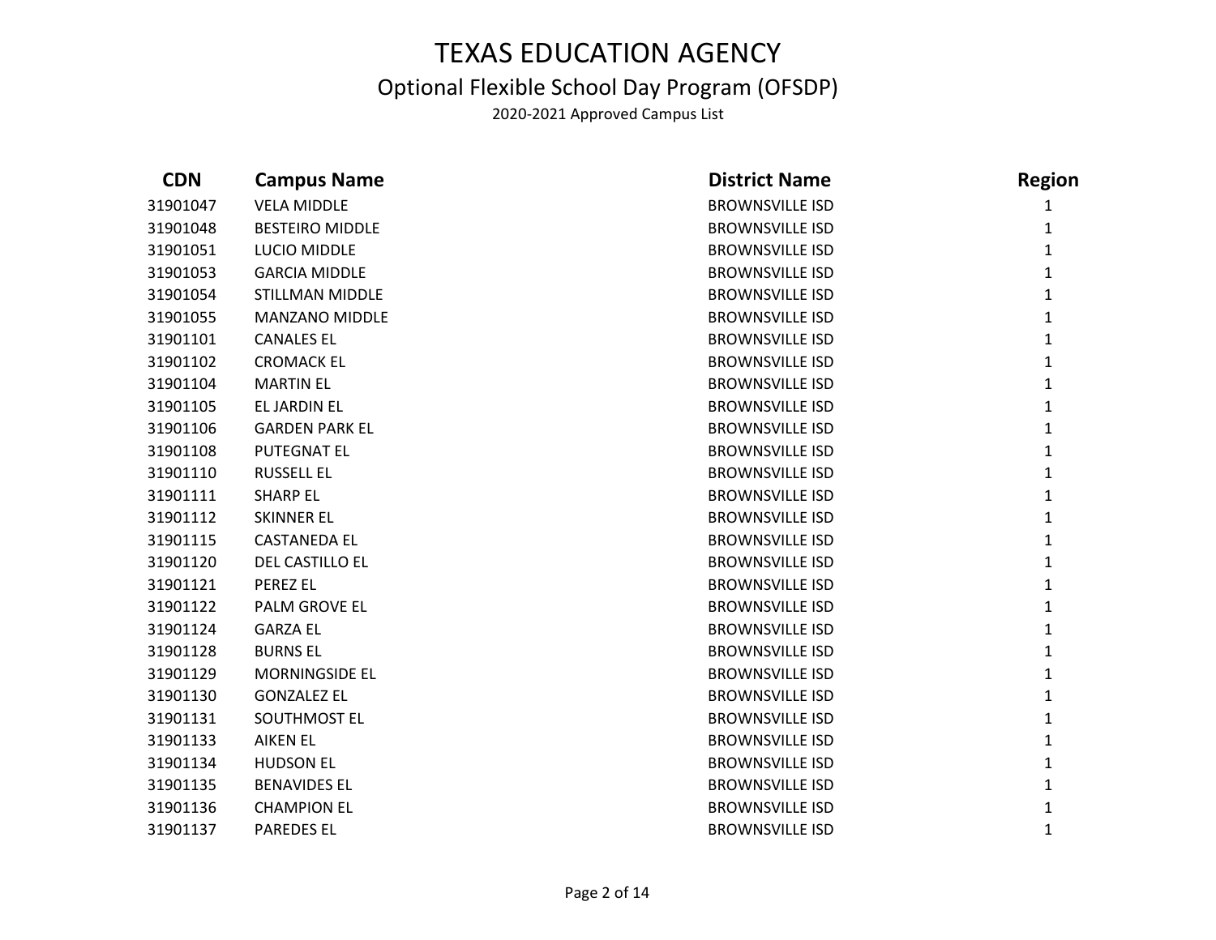# TEXAS EDUCATION AGENCY

## Optional Flexible School Day Program (OFSDP)

2020-2021 Approved Campus List

| CDN | Campus Name | District Name | Region |
|---|---|---|---|
| 31901047 | VELA MIDDLE | BROWNSVILLE ISD | 1 |
| 31901048 | BESTEIRO MIDDLE | BROWNSVILLE ISD | 1 |
| 31901051 | LUCIO MIDDLE | BROWNSVILLE ISD | 1 |
| 31901053 | GARCIA MIDDLE | BROWNSVILLE ISD | 1 |
| 31901054 | STILLMAN MIDDLE | BROWNSVILLE ISD | 1 |
| 31901055 | MANZANO MIDDLE | BROWNSVILLE ISD | 1 |
| 31901101 | CANALES EL | BROWNSVILLE ISD | 1 |
| 31901102 | CROMACK EL | BROWNSVILLE ISD | 1 |
| 31901104 | MARTIN EL | BROWNSVILLE ISD | 1 |
| 31901105 | EL JARDIN EL | BROWNSVILLE ISD | 1 |
| 31901106 | GARDEN PARK EL | BROWNSVILLE ISD | 1 |
| 31901108 | PUTEGNAT EL | BROWNSVILLE ISD | 1 |
| 31901110 | RUSSELL EL | BROWNSVILLE ISD | 1 |
| 31901111 | SHARP EL | BROWNSVILLE ISD | 1 |
| 31901112 | SKINNER EL | BROWNSVILLE ISD | 1 |
| 31901115 | CASTANEDA EL | BROWNSVILLE ISD | 1 |
| 31901120 | DEL CASTILLO EL | BROWNSVILLE ISD | 1 |
| 31901121 | PEREZ EL | BROWNSVILLE ISD | 1 |
| 31901122 | PALM GROVE EL | BROWNSVILLE ISD | 1 |
| 31901124 | GARZA EL | BROWNSVILLE ISD | 1 |
| 31901128 | BURNS EL | BROWNSVILLE ISD | 1 |
| 31901129 | MORNINGSIDE EL | BROWNSVILLE ISD | 1 |
| 31901130 | GONZALEZ EL | BROWNSVILLE ISD | 1 |
| 31901131 | SOUTHMOST EL | BROWNSVILLE ISD | 1 |
| 31901133 | AIKEN EL | BROWNSVILLE ISD | 1 |
| 31901134 | HUDSON EL | BROWNSVILLE ISD | 1 |
| 31901135 | BENAVIDES EL | BROWNSVILLE ISD | 1 |
| 31901136 | CHAMPION EL | BROWNSVILLE ISD | 1 |
| 31901137 | PAREDES EL | BROWNSVILLE ISD | 1 |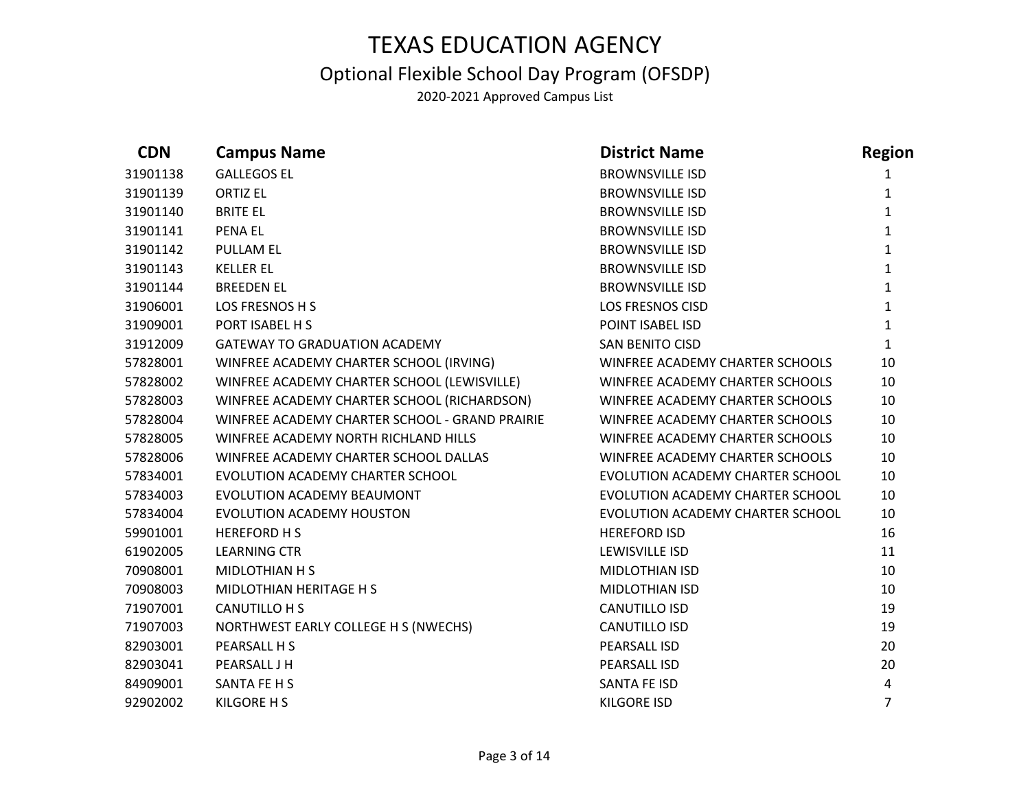# TEXAS EDUCATION AGENCY

## Optional Flexible School Day Program (OFSDP)

2020-2021 Approved Campus List

| CDN | Campus Name | District Name | Region |
|---|---|---|---|
| 31901138 | GALLEGOS EL | BROWNSVILLE ISD | 1 |
| 31901139 | ORTIZ EL | BROWNSVILLE ISD | 1 |
| 31901140 | BRITE EL | BROWNSVILLE ISD | 1 |
| 31901141 | PENA EL | BROWNSVILLE ISD | 1 |
| 31901142 | PULLAM EL | BROWNSVILLE ISD | 1 |
| 31901143 | KELLER EL | BROWNSVILLE ISD | 1 |
| 31901144 | BREEDEN EL | BROWNSVILLE ISD | 1 |
| 31906001 | LOS FRESNOS H S | LOS FRESNOS CISD | 1 |
| 31909001 | PORT ISABEL H S | POINT ISABEL ISD | 1 |
| 31912009 | GATEWAY TO GRADUATION ACADEMY | SAN BENITO CISD | 1 |
| 57828001 | WINFREE ACADEMY CHARTER SCHOOL (IRVING) | WINFREE ACADEMY CHARTER SCHOOLS | 10 |
| 57828002 | WINFREE ACADEMY CHARTER SCHOOL (LEWISVILLE) | WINFREE ACADEMY CHARTER SCHOOLS | 10 |
| 57828003 | WINFREE ACADEMY CHARTER SCHOOL (RICHARDSON) | WINFREE ACADEMY CHARTER SCHOOLS | 10 |
| 57828004 | WINFREE ACADEMY CHARTER SCHOOL - GRAND PRAIRIE | WINFREE ACADEMY CHARTER SCHOOLS | 10 |
| 57828005 | WINFREE ACADEMY NORTH RICHLAND HILLS | WINFREE ACADEMY CHARTER SCHOOLS | 10 |
| 57828006 | WINFREE ACADEMY CHARTER SCHOOL DALLAS | WINFREE ACADEMY CHARTER SCHOOLS | 10 |
| 57834001 | EVOLUTION ACADEMY CHARTER SCHOOL | EVOLUTION ACADEMY CHARTER SCHOOL | 10 |
| 57834003 | EVOLUTION ACADEMY BEAUMONT | EVOLUTION ACADEMY CHARTER SCHOOL | 10 |
| 57834004 | EVOLUTION ACADEMY HOUSTON | EVOLUTION ACADEMY CHARTER SCHOOL | 10 |
| 59901001 | HEREFORD H S | HEREFORD ISD | 16 |
| 61902005 | LEARNING CTR | LEWISVILLE ISD | 11 |
| 70908001 | MIDLOTHIAN H S | MIDLOTHIAN ISD | 10 |
| 70908003 | MIDLOTHIAN HERITAGE H S | MIDLOTHIAN ISD | 10 |
| 71907001 | CANUTILLO H S | CANUTILLO ISD | 19 |
| 71907003 | NORTHWEST EARLY COLLEGE H S (NWECHS) | CANUTILLO ISD | 19 |
| 82903001 | PEARSALL H S | PEARSALL ISD | 20 |
| 82903041 | PEARSALL J H | PEARSALL ISD | 20 |
| 84909001 | SANTA FE H S | SANTA FE ISD | 4 |
| 92902002 | KILGORE H S | KILGORE ISD | 7 |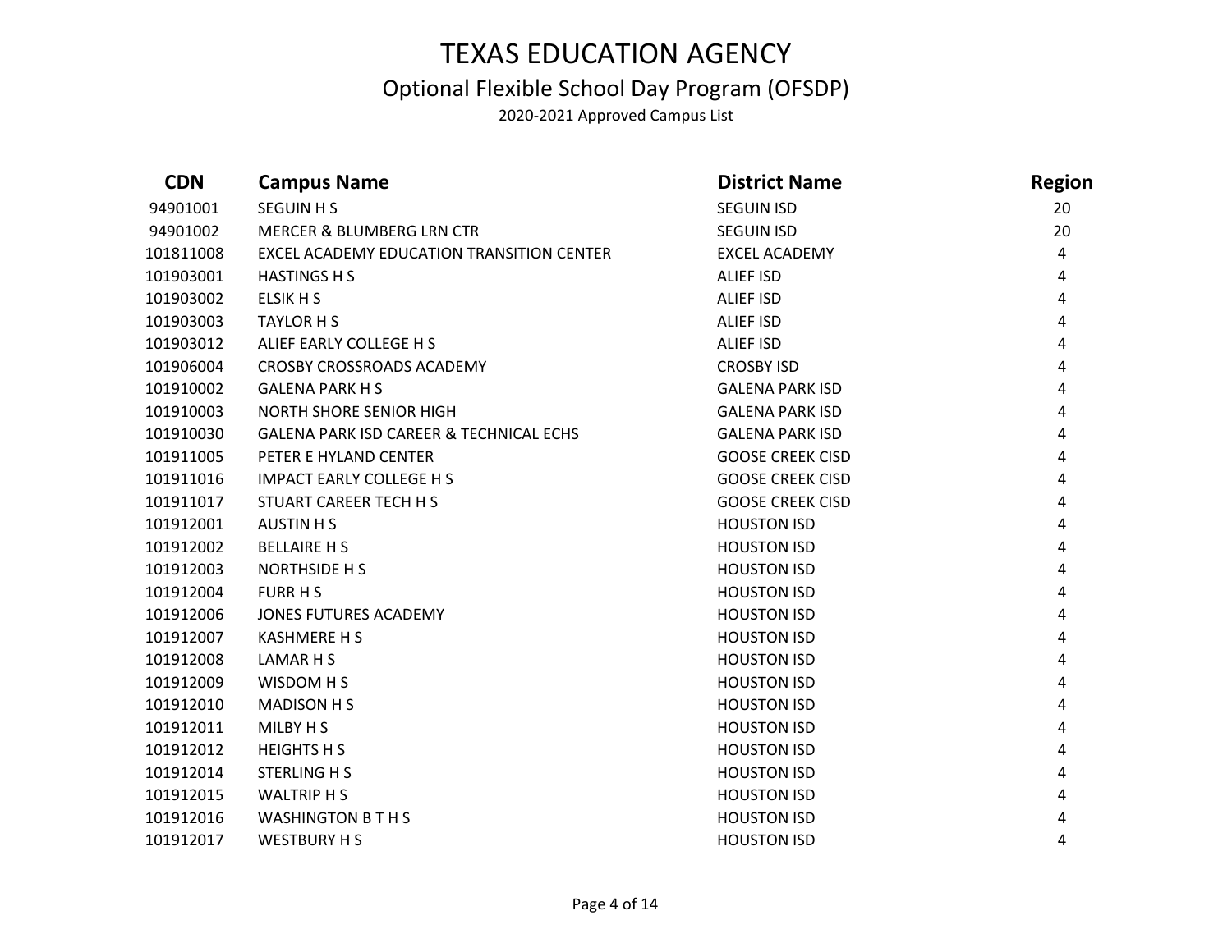# TEXAS EDUCATION AGENCY

## Optional Flexible School Day Program (OFSDP)

2020-2021 Approved Campus List

| CDN | Campus Name | District Name | Region |
|---|---|---|---|
| 94901001 | SEGUIN H S | SEGUIN ISD | 20 |
| 94901002 | MERCER & BLUMBERG LRN CTR | SEGUIN ISD | 20 |
| 101811008 | EXCEL ACADEMY EDUCATION TRANSITION CENTER | EXCEL ACADEMY | 4 |
| 101903001 | HASTINGS H S | ALIEF ISD | 4 |
| 101903002 | ELSIK H S | ALIEF ISD | 4 |
| 101903003 | TAYLOR H S | ALIEF ISD | 4 |
| 101903012 | ALIEF EARLY COLLEGE H S | ALIEF ISD | 4 |
| 101906004 | CROSBY CROSSROADS ACADEMY | CROSBY ISD | 4 |
| 101910002 | GALENA PARK H S | GALENA PARK ISD | 4 |
| 101910003 | NORTH SHORE SENIOR HIGH | GALENA PARK ISD | 4 |
| 101910030 | GALENA PARK ISD CAREER & TECHNICAL ECHS | GALENA PARK ISD | 4 |
| 101911005 | PETER E HYLAND CENTER | GOOSE CREEK CISD | 4 |
| 101911016 | IMPACT EARLY COLLEGE H S | GOOSE CREEK CISD | 4 |
| 101911017 | STUART CAREER TECH H S | GOOSE CREEK CISD | 4 |
| 101912001 | AUSTIN H S | HOUSTON ISD | 4 |
| 101912002 | BELLAIRE H S | HOUSTON ISD | 4 |
| 101912003 | NORTHSIDE H S | HOUSTON ISD | 4 |
| 101912004 | FURR H S | HOUSTON ISD | 4 |
| 101912006 | JONES FUTURES ACADEMY | HOUSTON ISD | 4 |
| 101912007 | KASHMERE H S | HOUSTON ISD | 4 |
| 101912008 | LAMAR H S | HOUSTON ISD | 4 |
| 101912009 | WISDOM H S | HOUSTON ISD | 4 |
| 101912010 | MADISON H S | HOUSTON ISD | 4 |
| 101912011 | MILBY H S | HOUSTON ISD | 4 |
| 101912012 | HEIGHTS H S | HOUSTON ISD | 4 |
| 101912014 | STERLING H S | HOUSTON ISD | 4 |
| 101912015 | WALTRIP H S | HOUSTON ISD | 4 |
| 101912016 | WASHINGTON B T H S | HOUSTON ISD | 4 |
| 101912017 | WESTBURY H S | HOUSTON ISD | 4 |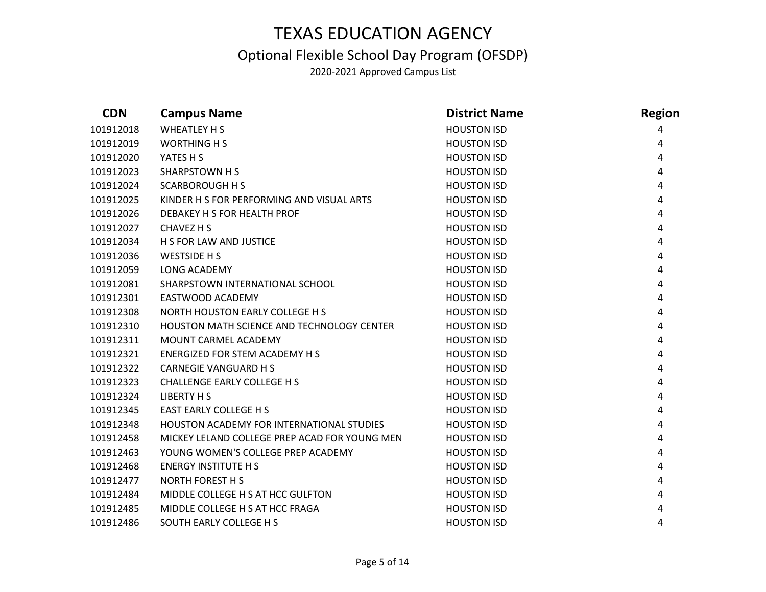# TEXAS EDUCATION AGENCY

## Optional Flexible School Day Program (OFSDP)

2020-2021 Approved Campus List

| CDN | Campus Name | District Name | Region |
|---|---|---|---|
| 101912018 | WHEATLEY H S | HOUSTON ISD | 4 |
| 101912019 | WORTHING H S | HOUSTON ISD | 4 |
| 101912020 | YATES H S | HOUSTON ISD | 4 |
| 101912023 | SHARPSTOWN H S | HOUSTON ISD | 4 |
| 101912024 | SCARBOROUGH H S | HOUSTON ISD | 4 |
| 101912025 | KINDER H S FOR PERFORMING AND VISUAL ARTS | HOUSTON ISD | 4 |
| 101912026 | DEBAKEY H S FOR HEALTH PROF | HOUSTON ISD | 4 |
| 101912027 | CHAVEZ H S | HOUSTON ISD | 4 |
| 101912034 | H S FOR LAW AND JUSTICE | HOUSTON ISD | 4 |
| 101912036 | WESTSIDE H S | HOUSTON ISD | 4 |
| 101912059 | LONG ACADEMY | HOUSTON ISD | 4 |
| 101912081 | SHARPSTOWN INTERNATIONAL SCHOOL | HOUSTON ISD | 4 |
| 101912301 | EASTWOOD ACADEMY | HOUSTON ISD | 4 |
| 101912308 | NORTH HOUSTON EARLY COLLEGE H S | HOUSTON ISD | 4 |
| 101912310 | HOUSTON MATH SCIENCE AND TECHNOLOGY CENTER | HOUSTON ISD | 4 |
| 101912311 | MOUNT CARMEL ACADEMY | HOUSTON ISD | 4 |
| 101912321 | ENERGIZED FOR STEM ACADEMY H S | HOUSTON ISD | 4 |
| 101912322 | CARNEGIE VANGUARD H S | HOUSTON ISD | 4 |
| 101912323 | CHALLENGE EARLY COLLEGE H S | HOUSTON ISD | 4 |
| 101912324 | LIBERTY H S | HOUSTON ISD | 4 |
| 101912345 | EAST EARLY COLLEGE H S | HOUSTON ISD | 4 |
| 101912348 | HOUSTON ACADEMY FOR INTERNATIONAL STUDIES | HOUSTON ISD | 4 |
| 101912458 | MICKEY LELAND COLLEGE PREP ACAD FOR YOUNG MEN | HOUSTON ISD | 4 |
| 101912463 | YOUNG WOMEN'S COLLEGE PREP ACADEMY | HOUSTON ISD | 4 |
| 101912468 | ENERGY INSTITUTE H S | HOUSTON ISD | 4 |
| 101912477 | NORTH FOREST H S | HOUSTON ISD | 4 |
| 101912484 | MIDDLE COLLEGE H S AT HCC GULFTON | HOUSTON ISD | 4 |
| 101912485 | MIDDLE COLLEGE H S AT HCC FRAGA | HOUSTON ISD | 4 |
| 101912486 | SOUTH EARLY COLLEGE H S | HOUSTON ISD | 4 |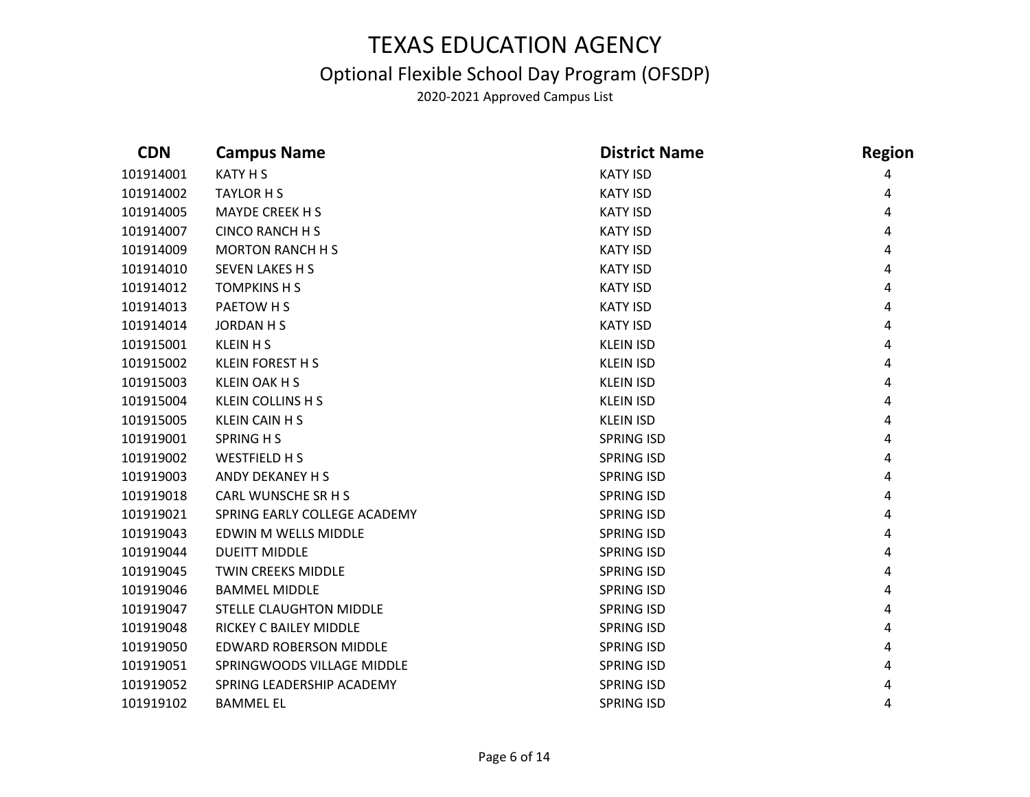# TEXAS EDUCATION AGENCY

## Optional Flexible School Day Program (OFSDP)

2020-2021 Approved Campus List

| CDN | Campus Name | District Name | Region |
|---|---|---|---|
| 101914001 | KATY H S | KATY ISD | 4 |
| 101914002 | TAYLOR H S | KATY ISD | 4 |
| 101914005 | MAYDE CREEK H S | KATY ISD | 4 |
| 101914007 | CINCO RANCH H S | KATY ISD | 4 |
| 101914009 | MORTON RANCH H S | KATY ISD | 4 |
| 101914010 | SEVEN LAKES H S | KATY ISD | 4 |
| 101914012 | TOMPKINS H S | KATY ISD | 4 |
| 101914013 | PAETOW H S | KATY ISD | 4 |
| 101914014 | JORDAN H S | KATY ISD | 4 |
| 101915001 | KLEIN H S | KLEIN ISD | 4 |
| 101915002 | KLEIN FOREST H S | KLEIN ISD | 4 |
| 101915003 | KLEIN OAK H S | KLEIN ISD | 4 |
| 101915004 | KLEIN COLLINS H S | KLEIN ISD | 4 |
| 101915005 | KLEIN CAIN H S | KLEIN ISD | 4 |
| 101919001 | SPRING H S | SPRING ISD | 4 |
| 101919002 | WESTFIELD H S | SPRING ISD | 4 |
| 101919003 | ANDY DEKANEY H S | SPRING ISD | 4 |
| 101919018 | CARL WUNSCHE SR H S | SPRING ISD | 4 |
| 101919021 | SPRING EARLY COLLEGE ACADEMY | SPRING ISD | 4 |
| 101919043 | EDWIN M WELLS MIDDLE | SPRING ISD | 4 |
| 101919044 | DUEITT MIDDLE | SPRING ISD | 4 |
| 101919045 | TWIN CREEKS MIDDLE | SPRING ISD | 4 |
| 101919046 | BAMMEL MIDDLE | SPRING ISD | 4 |
| 101919047 | STELLE CLAUGHTON MIDDLE | SPRING ISD | 4 |
| 101919048 | RICKEY C BAILEY MIDDLE | SPRING ISD | 4 |
| 101919050 | EDWARD ROBERSON MIDDLE | SPRING ISD | 4 |
| 101919051 | SPRINGWOODS VILLAGE MIDDLE | SPRING ISD | 4 |
| 101919052 | SPRING LEADERSHIP ACADEMY | SPRING ISD | 4 |
| 101919102 | BAMMEL EL | SPRING ISD | 4 |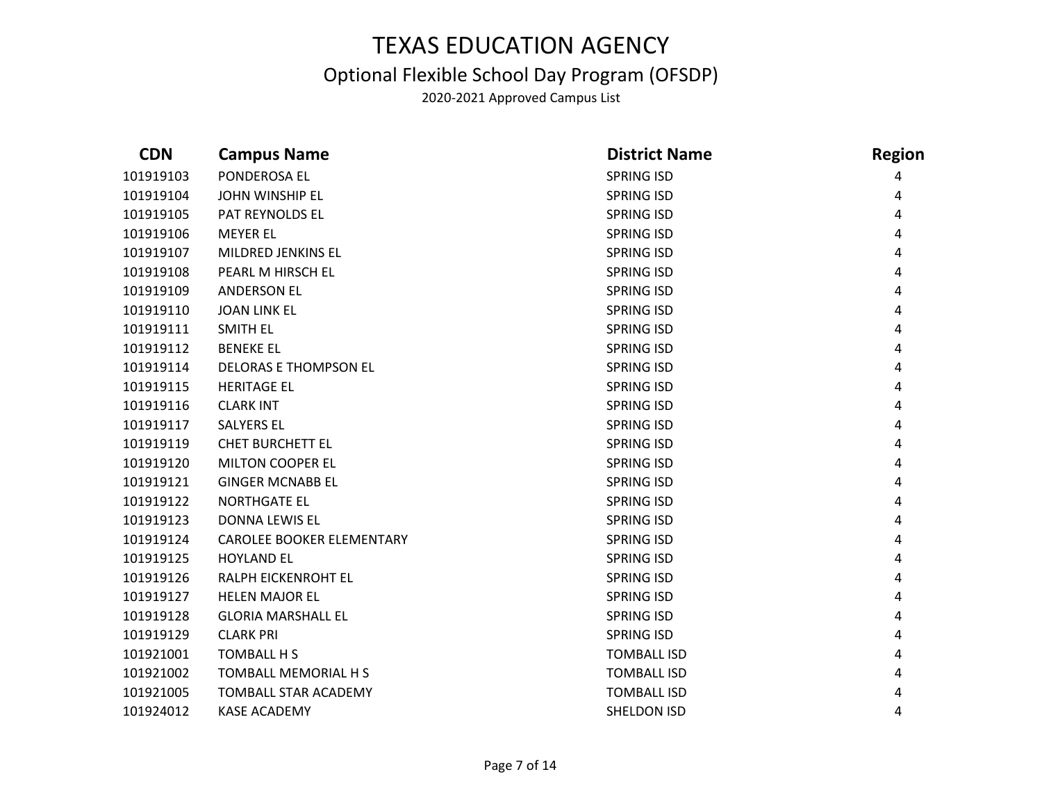# TEXAS EDUCATION AGENCY

## Optional Flexible School Day Program (OFSDP)

2020-2021 Approved Campus List

| CDN | Campus Name | District Name | Region |
|---|---|---|---|
| 101919103 | PONDEROSA EL | SPRING ISD | 4 |
| 101919104 | JOHN WINSHIP EL | SPRING ISD | 4 |
| 101919105 | PAT REYNOLDS EL | SPRING ISD | 4 |
| 101919106 | MEYER EL | SPRING ISD | 4 |
| 101919107 | MILDRED JENKINS EL | SPRING ISD | 4 |
| 101919108 | PEARL M HIRSCH EL | SPRING ISD | 4 |
| 101919109 | ANDERSON EL | SPRING ISD | 4 |
| 101919110 | JOAN LINK EL | SPRING ISD | 4 |
| 101919111 | SMITH EL | SPRING ISD | 4 |
| 101919112 | BENEKE EL | SPRING ISD | 4 |
| 101919114 | DELORAS E THOMPSON EL | SPRING ISD | 4 |
| 101919115 | HERITAGE EL | SPRING ISD | 4 |
| 101919116 | CLARK INT | SPRING ISD | 4 |
| 101919117 | SALYERS EL | SPRING ISD | 4 |
| 101919119 | CHET BURCHETT EL | SPRING ISD | 4 |
| 101919120 | MILTON COOPER EL | SPRING ISD | 4 |
| 101919121 | GINGER MCNABB EL | SPRING ISD | 4 |
| 101919122 | NORTHGATE EL | SPRING ISD | 4 |
| 101919123 | DONNA LEWIS EL | SPRING ISD | 4 |
| 101919124 | CAROLEE BOOKER ELEMENTARY | SPRING ISD | 4 |
| 101919125 | HOYLAND EL | SPRING ISD | 4 |
| 101919126 | RALPH EICKENROHT EL | SPRING ISD | 4 |
| 101919127 | HELEN MAJOR EL | SPRING ISD | 4 |
| 101919128 | GLORIA MARSHALL EL | SPRING ISD | 4 |
| 101919129 | CLARK PRI | SPRING ISD | 4 |
| 101921001 | TOMBALL H S | TOMBALL ISD | 4 |
| 101921002 | TOMBALL MEMORIAL H S | TOMBALL ISD | 4 |
| 101921005 | TOMBALL STAR ACADEMY | TOMBALL ISD | 4 |
| 101924012 | KASE ACADEMY | SHELDON ISD | 4 |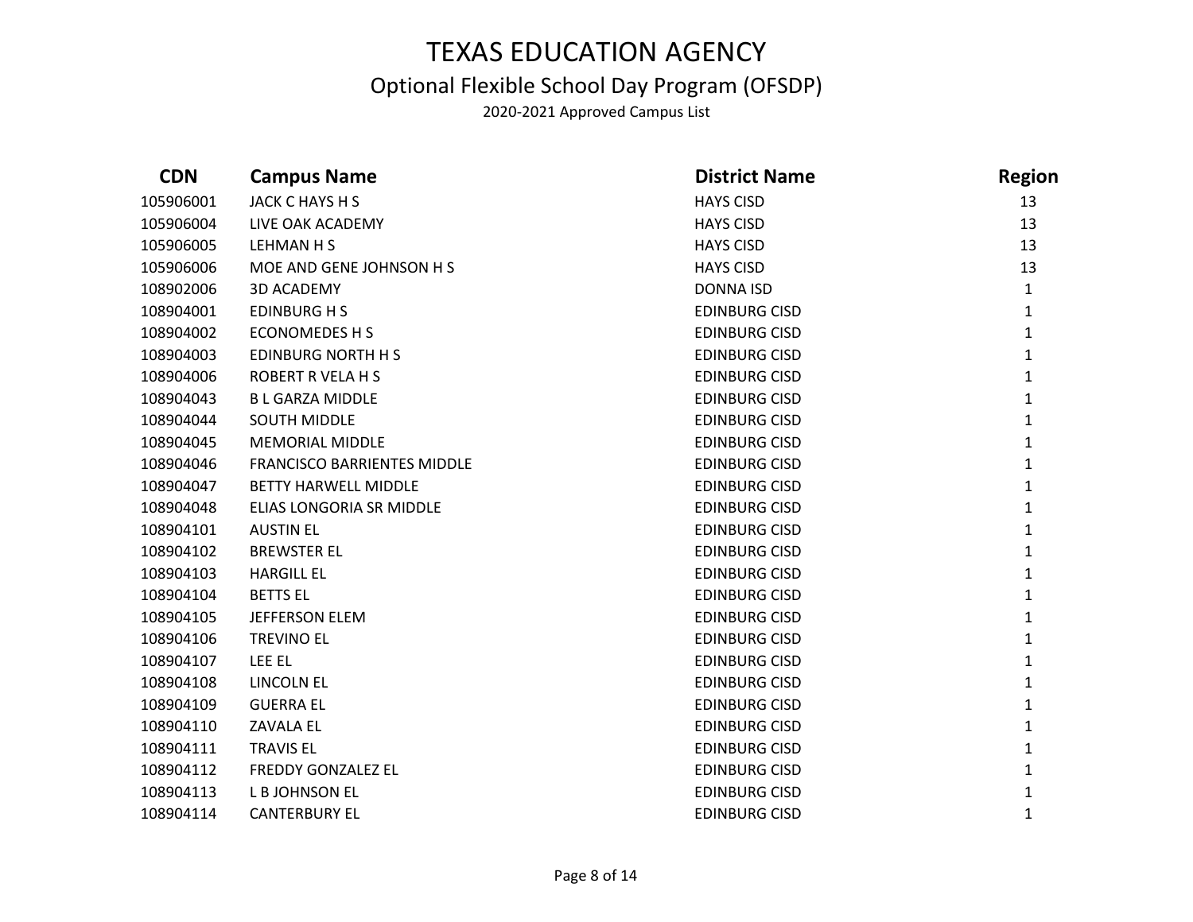# TEXAS EDUCATION AGENCY

## Optional Flexible School Day Program (OFSDP)

2020-2021 Approved Campus List

| CDN | Campus Name | District Name | Region |
|---|---|---|---|
| 105906001 | JACK C HAYS H S | HAYS CISD | 13 |
| 105906004 | LIVE OAK ACADEMY | HAYS CISD | 13 |
| 105906005 | LEHMAN H S | HAYS CISD | 13 |
| 105906006 | MOE AND GENE JOHNSON H S | HAYS CISD | 13 |
| 108902006 | 3D ACADEMY | DONNA ISD | 1 |
| 108904001 | EDINBURG H S | EDINBURG CISD | 1 |
| 108904002 | ECONOMEDES H S | EDINBURG CISD | 1 |
| 108904003 | EDINBURG NORTH H S | EDINBURG CISD | 1 |
| 108904006 | ROBERT R VELA H S | EDINBURG CISD | 1 |
| 108904043 | B L GARZA MIDDLE | EDINBURG CISD | 1 |
| 108904044 | SOUTH MIDDLE | EDINBURG CISD | 1 |
| 108904045 | MEMORIAL MIDDLE | EDINBURG CISD | 1 |
| 108904046 | FRANCISCO BARRIENTES MIDDLE | EDINBURG CISD | 1 |
| 108904047 | BETTY HARWELL MIDDLE | EDINBURG CISD | 1 |
| 108904048 | ELIAS LONGORIA SR MIDDLE | EDINBURG CISD | 1 |
| 108904101 | AUSTIN EL | EDINBURG CISD | 1 |
| 108904102 | BREWSTER EL | EDINBURG CISD | 1 |
| 108904103 | HARGILL EL | EDINBURG CISD | 1 |
| 108904104 | BETTS EL | EDINBURG CISD | 1 |
| 108904105 | JEFFERSON ELEM | EDINBURG CISD | 1 |
| 108904106 | TREVINO EL | EDINBURG CISD | 1 |
| 108904107 | LEE EL | EDINBURG CISD | 1 |
| 108904108 | LINCOLN EL | EDINBURG CISD | 1 |
| 108904109 | GUERRA EL | EDINBURG CISD | 1 |
| 108904110 | ZAVALA EL | EDINBURG CISD | 1 |
| 108904111 | TRAVIS EL | EDINBURG CISD | 1 |
| 108904112 | FREDDY GONZALEZ EL | EDINBURG CISD | 1 |
| 108904113 | L B JOHNSON EL | EDINBURG CISD | 1 |
| 108904114 | CANTERBURY EL | EDINBURG CISD | 1 |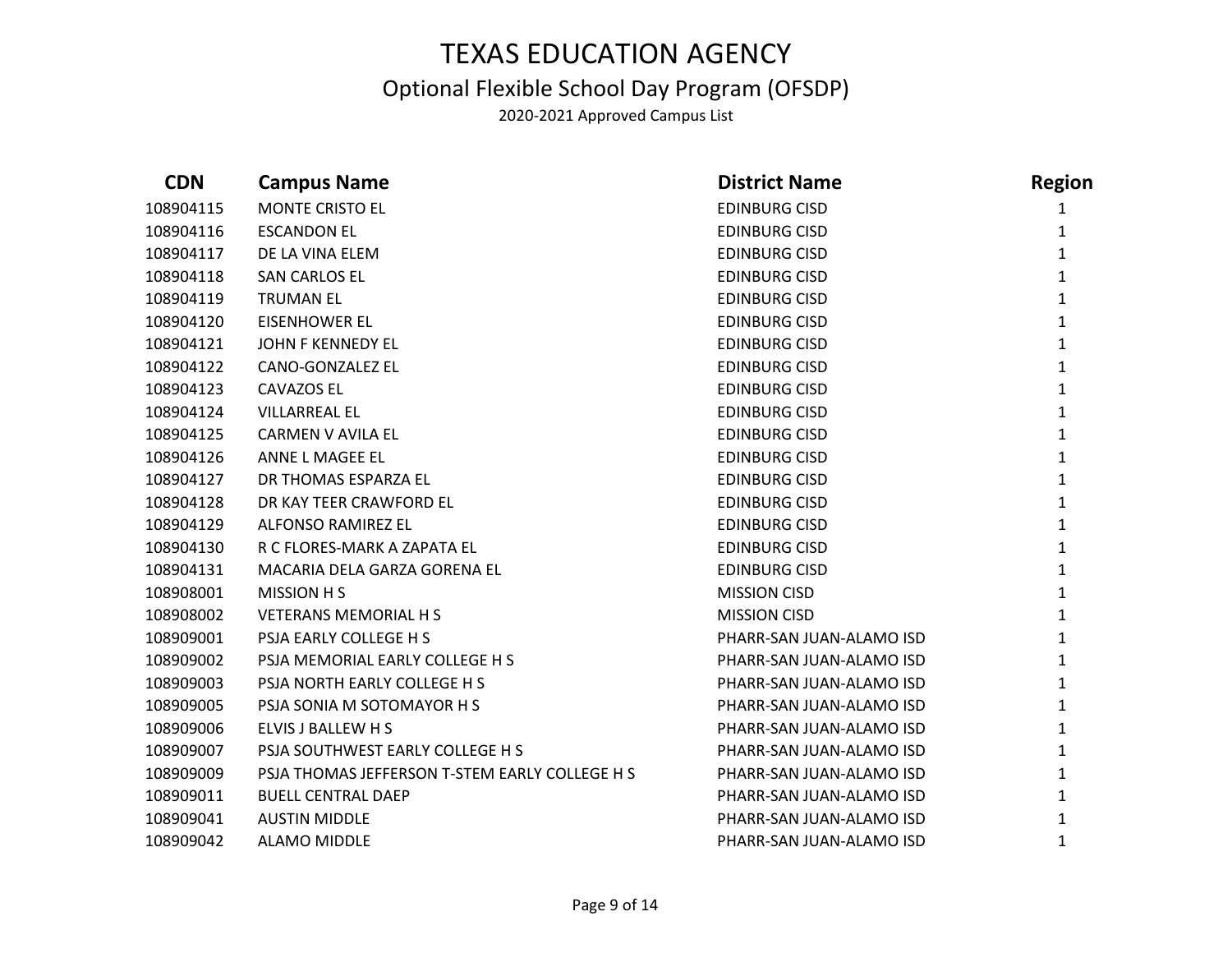# TEXAS EDUCATION AGENCY

## Optional Flexible School Day Program (OFSDP)

2020-2021 Approved Campus List

| CDN | Campus Name | District Name | Region |
|---|---|---|---|
| 108904115 | MONTE CRISTO EL | EDINBURG CISD | 1 |
| 108904116 | ESCANDON EL | EDINBURG CISD | 1 |
| 108904117 | DE LA VINA ELEM | EDINBURG CISD | 1 |
| 108904118 | SAN CARLOS EL | EDINBURG CISD | 1 |
| 108904119 | TRUMAN EL | EDINBURG CISD | 1 |
| 108904120 | EISENHOWER EL | EDINBURG CISD | 1 |
| 108904121 | JOHN F KENNEDY EL | EDINBURG CISD | 1 |
| 108904122 | CANO-GONZALEZ EL | EDINBURG CISD | 1 |
| 108904123 | CAVAZOS EL | EDINBURG CISD | 1 |
| 108904124 | VILLARREAL EL | EDINBURG CISD | 1 |
| 108904125 | CARMEN V AVILA EL | EDINBURG CISD | 1 |
| 108904126 | ANNE L MAGEE EL | EDINBURG CISD | 1 |
| 108904127 | DR THOMAS ESPARZA EL | EDINBURG CISD | 1 |
| 108904128 | DR KAY TEER CRAWFORD EL | EDINBURG CISD | 1 |
| 108904129 | ALFONSO RAMIREZ EL | EDINBURG CISD | 1 |
| 108904130 | R C FLORES-MARK A ZAPATA EL | EDINBURG CISD | 1 |
| 108904131 | MACARIA DELA GARZA GORENA EL | EDINBURG CISD | 1 |
| 108908001 | MISSION H S | MISSION CISD | 1 |
| 108908002 | VETERANS MEMORIAL H S | MISSION CISD | 1 |
| 108909001 | PSJA EARLY COLLEGE H S | PHARR-SAN JUAN-ALAMO ISD | 1 |
| 108909002 | PSJA MEMORIAL EARLY COLLEGE H S | PHARR-SAN JUAN-ALAMO ISD | 1 |
| 108909003 | PSJA NORTH EARLY COLLEGE H S | PHARR-SAN JUAN-ALAMO ISD | 1 |
| 108909005 | PSJA SONIA M SOTOMAYOR H S | PHARR-SAN JUAN-ALAMO ISD | 1 |
| 108909006 | ELVIS J BALLEW H S | PHARR-SAN JUAN-ALAMO ISD | 1 |
| 108909007 | PSJA SOUTHWEST EARLY COLLEGE H S | PHARR-SAN JUAN-ALAMO ISD | 1 |
| 108909009 | PSJA THOMAS JEFFERSON T-STEM EARLY COLLEGE H S | PHARR-SAN JUAN-ALAMO ISD | 1 |
| 108909011 | BUELL CENTRAL DAEP | PHARR-SAN JUAN-ALAMO ISD | 1 |
| 108909041 | AUSTIN MIDDLE | PHARR-SAN JUAN-ALAMO ISD | 1 |
| 108909042 | ALAMO MIDDLE | PHARR-SAN JUAN-ALAMO ISD | 1 |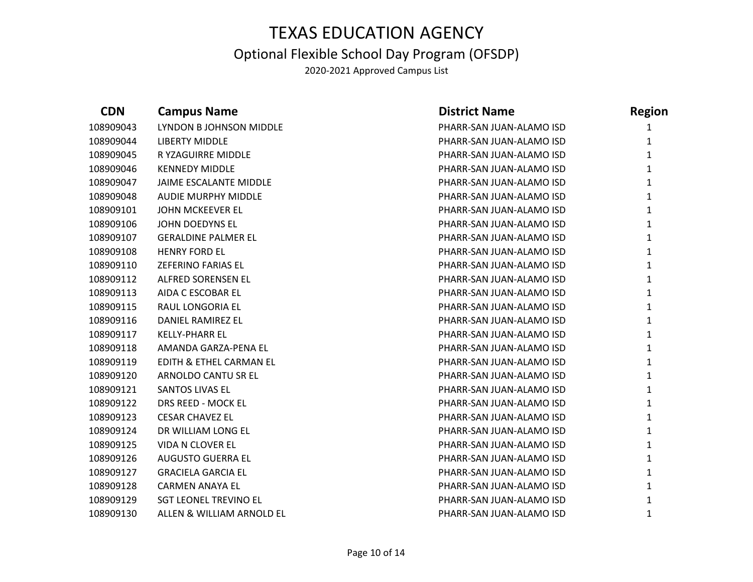# TEXAS EDUCATION AGENCY

## Optional Flexible School Day Program (OFSDP)

2020-2021 Approved Campus List

| CDN | Campus Name | District Name | Region |
|---|---|---|---|
| 108909043 | LYNDON B JOHNSON MIDDLE | PHARR-SAN JUAN-ALAMO ISD | 1 |
| 108909044 | LIBERTY MIDDLE | PHARR-SAN JUAN-ALAMO ISD | 1 |
| 108909045 | R YZAGUIRRE MIDDLE | PHARR-SAN JUAN-ALAMO ISD | 1 |
| 108909046 | KENNEDY MIDDLE | PHARR-SAN JUAN-ALAMO ISD | 1 |
| 108909047 | JAIME ESCALANTE MIDDLE | PHARR-SAN JUAN-ALAMO ISD | 1 |
| 108909048 | AUDIE MURPHY MIDDLE | PHARR-SAN JUAN-ALAMO ISD | 1 |
| 108909101 | JOHN MCKEEVER EL | PHARR-SAN JUAN-ALAMO ISD | 1 |
| 108909106 | JOHN DOEDYNS EL | PHARR-SAN JUAN-ALAMO ISD | 1 |
| 108909107 | GERALDINE PALMER EL | PHARR-SAN JUAN-ALAMO ISD | 1 |
| 108909108 | HENRY FORD EL | PHARR-SAN JUAN-ALAMO ISD | 1 |
| 108909110 | ZEFERINO FARIAS EL | PHARR-SAN JUAN-ALAMO ISD | 1 |
| 108909112 | ALFRED SORENSEN EL | PHARR-SAN JUAN-ALAMO ISD | 1 |
| 108909113 | AIDA C ESCOBAR EL | PHARR-SAN JUAN-ALAMO ISD | 1 |
| 108909115 | RAUL LONGORIA EL | PHARR-SAN JUAN-ALAMO ISD | 1 |
| 108909116 | DANIEL RAMIREZ EL | PHARR-SAN JUAN-ALAMO ISD | 1 |
| 108909117 | KELLY-PHARR EL | PHARR-SAN JUAN-ALAMO ISD | 1 |
| 108909118 | AMANDA GARZA-PENA EL | PHARR-SAN JUAN-ALAMO ISD | 1 |
| 108909119 | EDITH & ETHEL CARMAN EL | PHARR-SAN JUAN-ALAMO ISD | 1 |
| 108909120 | ARNOLDO CANTU SR EL | PHARR-SAN JUAN-ALAMO ISD | 1 |
| 108909121 | SANTOS LIVAS EL | PHARR-SAN JUAN-ALAMO ISD | 1 |
| 108909122 | DRS REED - MOCK EL | PHARR-SAN JUAN-ALAMO ISD | 1 |
| 108909123 | CESAR CHAVEZ EL | PHARR-SAN JUAN-ALAMO ISD | 1 |
| 108909124 | DR WILLIAM LONG EL | PHARR-SAN JUAN-ALAMO ISD | 1 |
| 108909125 | VIDA N CLOVER EL | PHARR-SAN JUAN-ALAMO ISD | 1 |
| 108909126 | AUGUSTO GUERRA EL | PHARR-SAN JUAN-ALAMO ISD | 1 |
| 108909127 | GRACIELA GARCIA EL | PHARR-SAN JUAN-ALAMO ISD | 1 |
| 108909128 | CARMEN ANAYA EL | PHARR-SAN JUAN-ALAMO ISD | 1 |
| 108909129 | SGT LEONEL TREVINO EL | PHARR-SAN JUAN-ALAMO ISD | 1 |
| 108909130 | ALLEN & WILLIAM ARNOLD EL | PHARR-SAN JUAN-ALAMO ISD | 1 |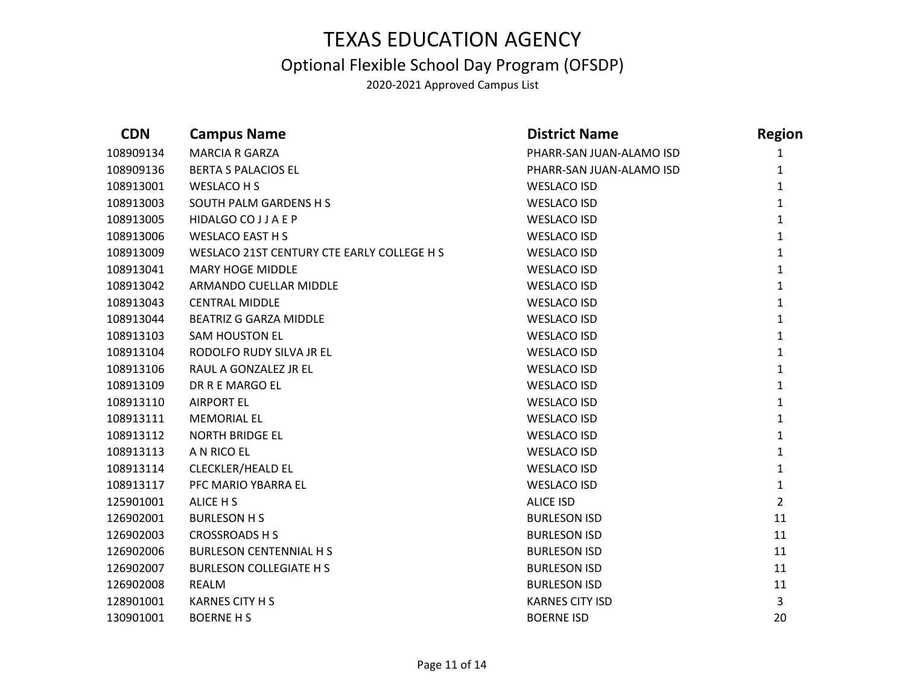# TEXAS EDUCATION AGENCY

## Optional Flexible School Day Program (OFSDP)

2020-2021 Approved Campus List

| CDN | Campus Name | District Name | Region |
|---|---|---|---|
| 108909134 | MARCIA R GARZA | PHARR-SAN JUAN-ALAMO ISD | 1 |
| 108909136 | BERTA S PALACIOS EL | PHARR-SAN JUAN-ALAMO ISD | 1 |
| 108913001 | WESLACO H S | WESLACO ISD | 1 |
| 108913003 | SOUTH PALM GARDENS H S | WESLACO ISD | 1 |
| 108913005 | HIDALGO CO J J A E P | WESLACO ISD | 1 |
| 108913006 | WESLACO EAST H S | WESLACO ISD | 1 |
| 108913009 | WESLACO 21ST CENTURY CTE EARLY COLLEGE H S | WESLACO ISD | 1 |
| 108913041 | MARY HOGE MIDDLE | WESLACO ISD | 1 |
| 108913042 | ARMANDO CUELLAR MIDDLE | WESLACO ISD | 1 |
| 108913043 | CENTRAL MIDDLE | WESLACO ISD | 1 |
| 108913044 | BEATRIZ G GARZA MIDDLE | WESLACO ISD | 1 |
| 108913103 | SAM HOUSTON EL | WESLACO ISD | 1 |
| 108913104 | RODOLFO RUDY SILVA JR EL | WESLACO ISD | 1 |
| 108913106 | RAUL A GONZALEZ JR EL | WESLACO ISD | 1 |
| 108913109 | DR R E MARGO EL | WESLACO ISD | 1 |
| 108913110 | AIRPORT EL | WESLACO ISD | 1 |
| 108913111 | MEMORIAL EL | WESLACO ISD | 1 |
| 108913112 | NORTH BRIDGE EL | WESLACO ISD | 1 |
| 108913113 | A N RICO EL | WESLACO ISD | 1 |
| 108913114 | CLECKLER/HEALD EL | WESLACO ISD | 1 |
| 108913117 | PFC MARIO YBARRA EL | WESLACO ISD | 1 |
| 125901001 | ALICE H S | ALICE ISD | 2 |
| 126902001 | BURLESON H S | BURLESON ISD | 11 |
| 126902003 | CROSSROADS H S | BURLESON ISD | 11 |
| 126902006 | BURLESON CENTENNIAL H S | BURLESON ISD | 11 |
| 126902007 | BURLESON COLLEGIATE H S | BURLESON ISD | 11 |
| 126902008 | REALM | BURLESON ISD | 11 |
| 128901001 | KARNES CITY H S | KARNES CITY ISD | 3 |
| 130901001 | BOERNE H S | BOERNE ISD | 20 |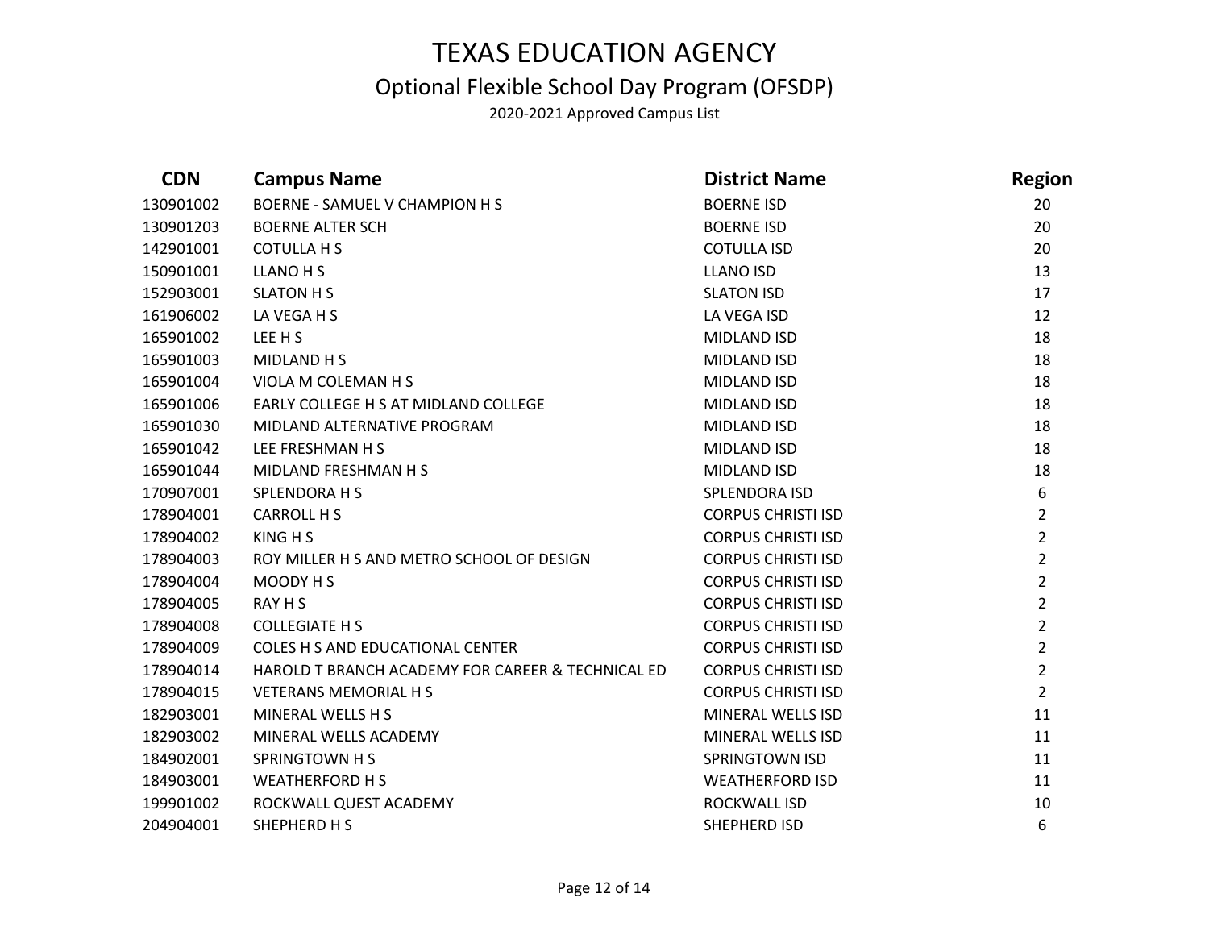# TEXAS EDUCATION AGENCY

## Optional Flexible School Day Program (OFSDP)

2020-2021 Approved Campus List

| CDN | Campus Name | District Name | Region |
|---|---|---|---|
| 130901002 | BOERNE - SAMUEL V CHAMPION H S | BOERNE ISD | 20 |
| 130901203 | BOERNE ALTER SCH | BOERNE ISD | 20 |
| 142901001 | COTULLA H S | COTULLA ISD | 20 |
| 150901001 | LLANO H S | LLANO ISD | 13 |
| 152903001 | SLATON H S | SLATON ISD | 17 |
| 161906002 | LA VEGA H S | LA VEGA ISD | 12 |
| 165901002 | LEE H S | MIDLAND ISD | 18 |
| 165901003 | MIDLAND H S | MIDLAND ISD | 18 |
| 165901004 | VIOLA M COLEMAN H S | MIDLAND ISD | 18 |
| 165901006 | EARLY COLLEGE H S AT MIDLAND COLLEGE | MIDLAND ISD | 18 |
| 165901030 | MIDLAND ALTERNATIVE PROGRAM | MIDLAND ISD | 18 |
| 165901042 | LEE FRESHMAN H S | MIDLAND ISD | 18 |
| 165901044 | MIDLAND FRESHMAN H S | MIDLAND ISD | 18 |
| 170907001 | SPLENDORA H S | SPLENDORA ISD | 6 |
| 178904001 | CARROLL H S | CORPUS CHRISTI ISD | 2 |
| 178904002 | KING H S | CORPUS CHRISTI ISD | 2 |
| 178904003 | ROY MILLER H S AND METRO SCHOOL OF DESIGN | CORPUS CHRISTI ISD | 2 |
| 178904004 | MOODY H S | CORPUS CHRISTI ISD | 2 |
| 178904005 | RAY H S | CORPUS CHRISTI ISD | 2 |
| 178904008 | COLLEGIATE H S | CORPUS CHRISTI ISD | 2 |
| 178904009 | COLES H S AND EDUCATIONAL CENTER | CORPUS CHRISTI ISD | 2 |
| 178904014 | HAROLD T BRANCH ACADEMY FOR CAREER & TECHNICAL ED | CORPUS CHRISTI ISD | 2 |
| 178904015 | VETERANS MEMORIAL H S | CORPUS CHRISTI ISD | 2 |
| 182903001 | MINERAL WELLS H S | MINERAL WELLS ISD | 11 |
| 182903002 | MINERAL WELLS ACADEMY | MINERAL WELLS ISD | 11 |
| 184902001 | SPRINGTOWN H S | SPRINGTOWN ISD | 11 |
| 184903001 | WEATHERFORD H S | WEATHERFORD ISD | 11 |
| 199901002 | ROCKWALL QUEST ACADEMY | ROCKWALL ISD | 10 |
| 204904001 | SHEPHERD H S | SHEPHERD ISD | 6 |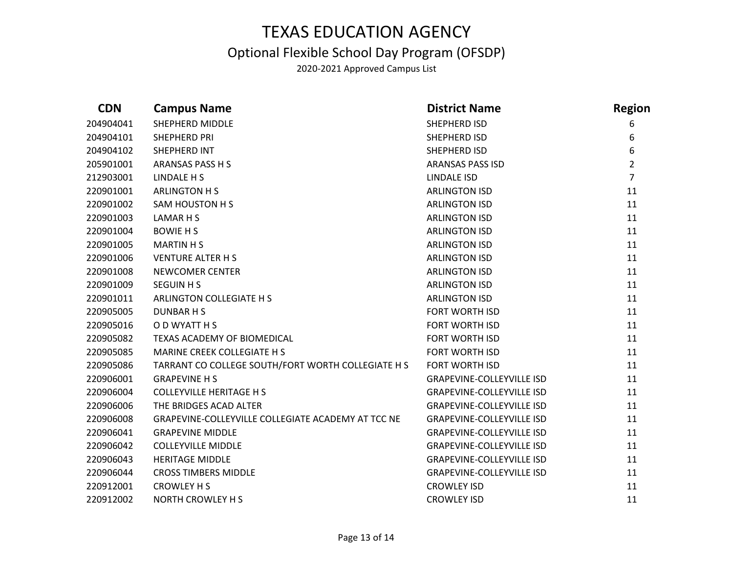# TEXAS EDUCATION AGENCY

## Optional Flexible School Day Program (OFSDP)

2020-2021 Approved Campus List

| CDN | Campus Name | District Name | Region |
|---|---|---|---|
| 204904041 | SHEPHERD MIDDLE | SHEPHERD ISD | 6 |
| 204904101 | SHEPHERD PRI | SHEPHERD ISD | 6 |
| 204904102 | SHEPHERD INT | SHEPHERD ISD | 6 |
| 205901001 | ARANSAS PASS H S | ARANSAS PASS ISD | 2 |
| 212903001 | LINDALE H S | LINDALE ISD | 7 |
| 220901001 | ARLINGTON H S | ARLINGTON ISD | 11 |
| 220901002 | SAM HOUSTON H S | ARLINGTON ISD | 11 |
| 220901003 | LAMAR H S | ARLINGTON ISD | 11 |
| 220901004 | BOWIE H S | ARLINGTON ISD | 11 |
| 220901005 | MARTIN H S | ARLINGTON ISD | 11 |
| 220901006 | VENTURE ALTER H S | ARLINGTON ISD | 11 |
| 220901008 | NEWCOMER CENTER | ARLINGTON ISD | 11 |
| 220901009 | SEGUIN H S | ARLINGTON ISD | 11 |
| 220901011 | ARLINGTON COLLEGIATE H S | ARLINGTON ISD | 11 |
| 220905005 | DUNBAR H S | FORT WORTH ISD | 11 |
| 220905016 | O D WYATT H S | FORT WORTH ISD | 11 |
| 220905082 | TEXAS ACADEMY OF BIOMEDICAL | FORT WORTH ISD | 11 |
| 220905085 | MARINE CREEK COLLEGIATE H S | FORT WORTH ISD | 11 |
| 220905086 | TARRANT CO COLLEGE SOUTH/FORT WORTH COLLEGIATE H S | FORT WORTH ISD | 11 |
| 220906001 | GRAPEVINE H S | GRAPEVINE-COLLEYVILLE ISD | 11 |
| 220906004 | COLLEYVILLE HERITAGE H S | GRAPEVINE-COLLEYVILLE ISD | 11 |
| 220906006 | THE BRIDGES ACAD ALTER | GRAPEVINE-COLLEYVILLE ISD | 11 |
| 220906008 | GRAPEVINE-COLLEYVILLE COLLEGIATE ACADEMY AT TCC NE | GRAPEVINE-COLLEYVILLE ISD | 11 |
| 220906041 | GRAPEVINE MIDDLE | GRAPEVINE-COLLEYVILLE ISD | 11 |
| 220906042 | COLLEYVILLE MIDDLE | GRAPEVINE-COLLEYVILLE ISD | 11 |
| 220906043 | HERITAGE MIDDLE | GRAPEVINE-COLLEYVILLE ISD | 11 |
| 220906044 | CROSS TIMBERS MIDDLE | GRAPEVINE-COLLEYVILLE ISD | 11 |
| 220912001 | CROWLEY H S | CROWLEY ISD | 11 |
| 220912002 | NORTH CROWLEY H S | CROWLEY ISD | 11 |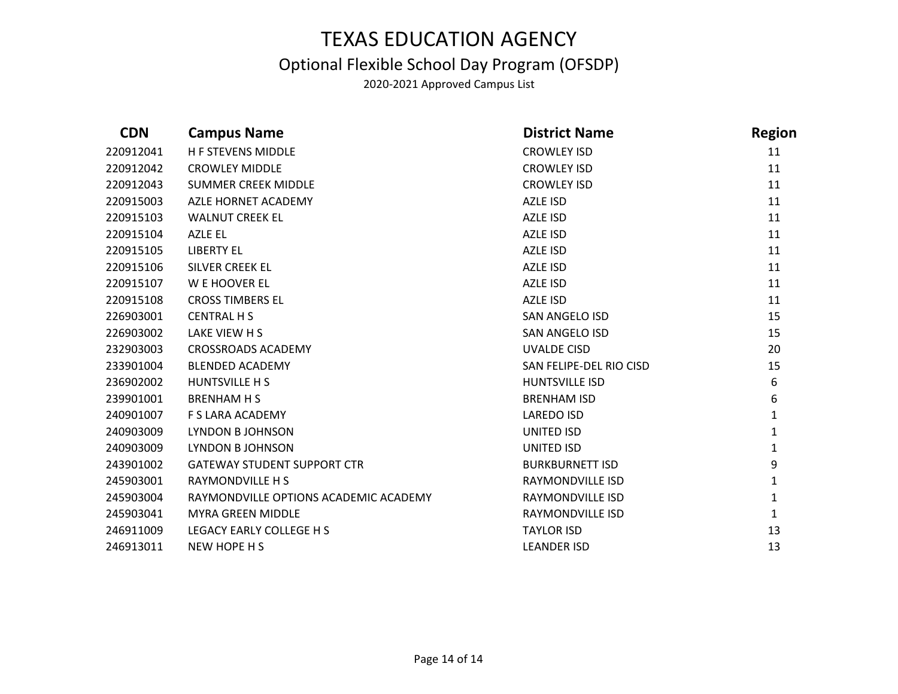# TEXAS EDUCATION AGENCY

## Optional Flexible School Day Program (OFSDP)

2020-2021 Approved Campus List

| CDN | Campus Name | District Name | Region |
|---|---|---|---|
| 220912041 | H F STEVENS MIDDLE | CROWLEY ISD | 11 |
| 220912042 | CROWLEY MIDDLE | CROWLEY ISD | 11 |
| 220912043 | SUMMER CREEK MIDDLE | CROWLEY ISD | 11 |
| 220915003 | AZLE HORNET ACADEMY | AZLE ISD | 11 |
| 220915103 | WALNUT CREEK EL | AZLE ISD | 11 |
| 220915104 | AZLE EL | AZLE ISD | 11 |
| 220915105 | LIBERTY EL | AZLE ISD | 11 |
| 220915106 | SILVER CREEK EL | AZLE ISD | 11 |
| 220915107 | W E HOOVER EL | AZLE ISD | 11 |
| 220915108 | CROSS TIMBERS EL | AZLE ISD | 11 |
| 226903001 | CENTRAL H S | SAN ANGELO ISD | 15 |
| 226903002 | LAKE VIEW H S | SAN ANGELO ISD | 15 |
| 232903003 | CROSSROADS ACADEMY | UVALDE CISD | 20 |
| 233901004 | BLENDED ACADEMY | SAN FELIPE-DEL RIO CISD | 15 |
| 236902002 | HUNTSVILLE H S | HUNTSVILLE ISD | 6 |
| 239901001 | BRENHAM H S | BRENHAM ISD | 6 |
| 240901007 | F S LARA ACADEMY | LAREDO ISD | 1 |
| 240903009 | LYNDON B JOHNSON | UNITED ISD | 1 |
| 240903009 | LYNDON B JOHNSON | UNITED ISD | 1 |
| 243901002 | GATEWAY STUDENT SUPPORT CTR | BURKBURNETT ISD | 9 |
| 245903001 | RAYMONDVILLE H S | RAYMONDVILLE ISD | 1 |
| 245903004 | RAYMONDVILLE OPTIONS ACADEMIC ACADEMY | RAYMONDVILLE ISD | 1 |
| 245903041 | MYRA GREEN MIDDLE | RAYMONDVILLE ISD | 1 |
| 246911009 | LEGACY EARLY COLLEGE H S | TAYLOR ISD | 13 |
| 246913011 | NEW HOPE H S | LEANDER ISD | 13 |